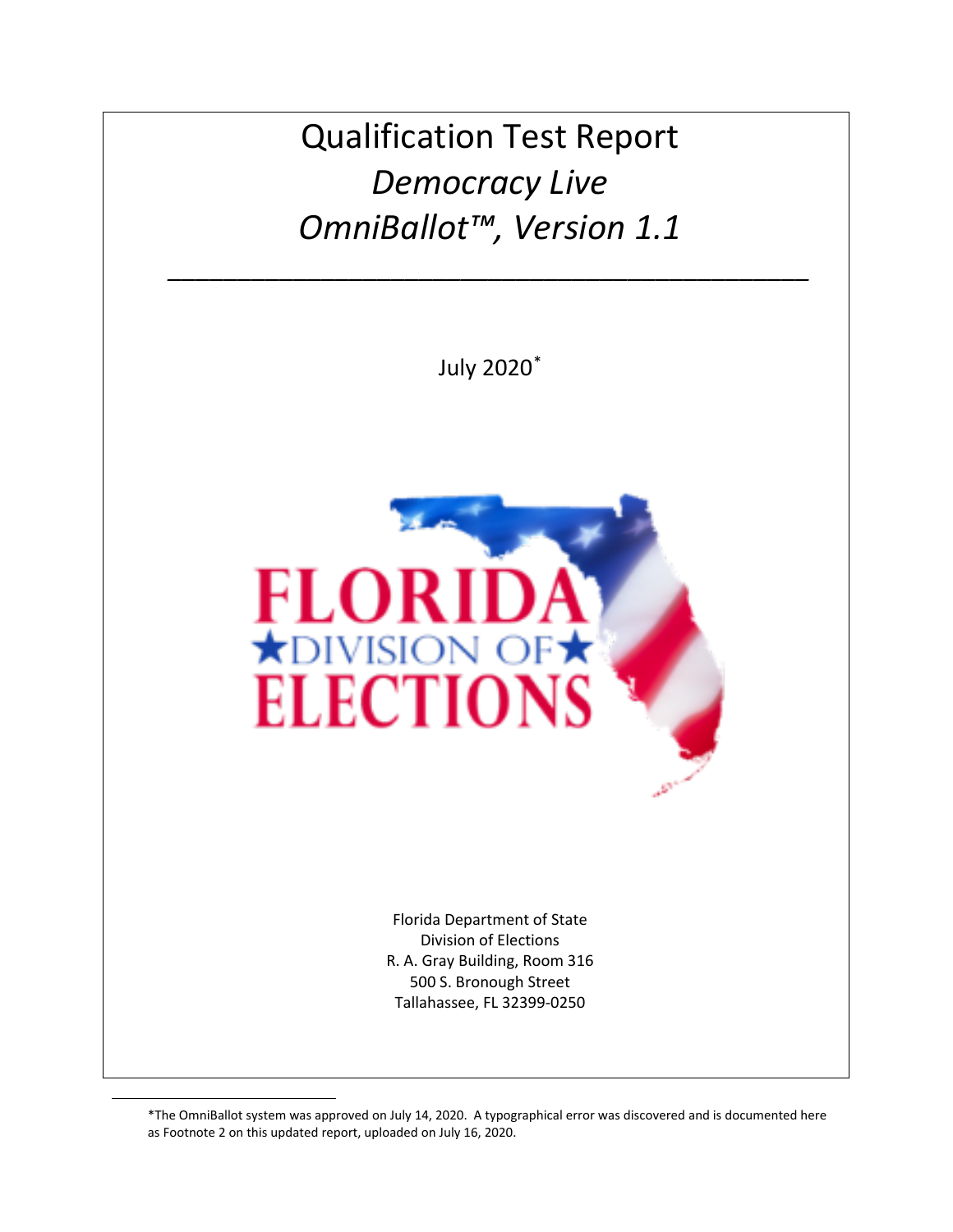# Qualification Test Report

## *Democracy Live*

## *OmniBallot™, Version 1.1*

---

July 2020*

FLORIDA
★DIVISION OF★
ELECTIONS

Florida Department of State
Division of Elections
R. A. Gray Building, Room 316
500 S. Bronough Street
Tallahassee, FL 32399-0250

*The OmniBallot system was approved on July 14, 2020. A typographical error was discovered and is documented here as Footnote 2 on this updated report, uploaded on July 16, 2020.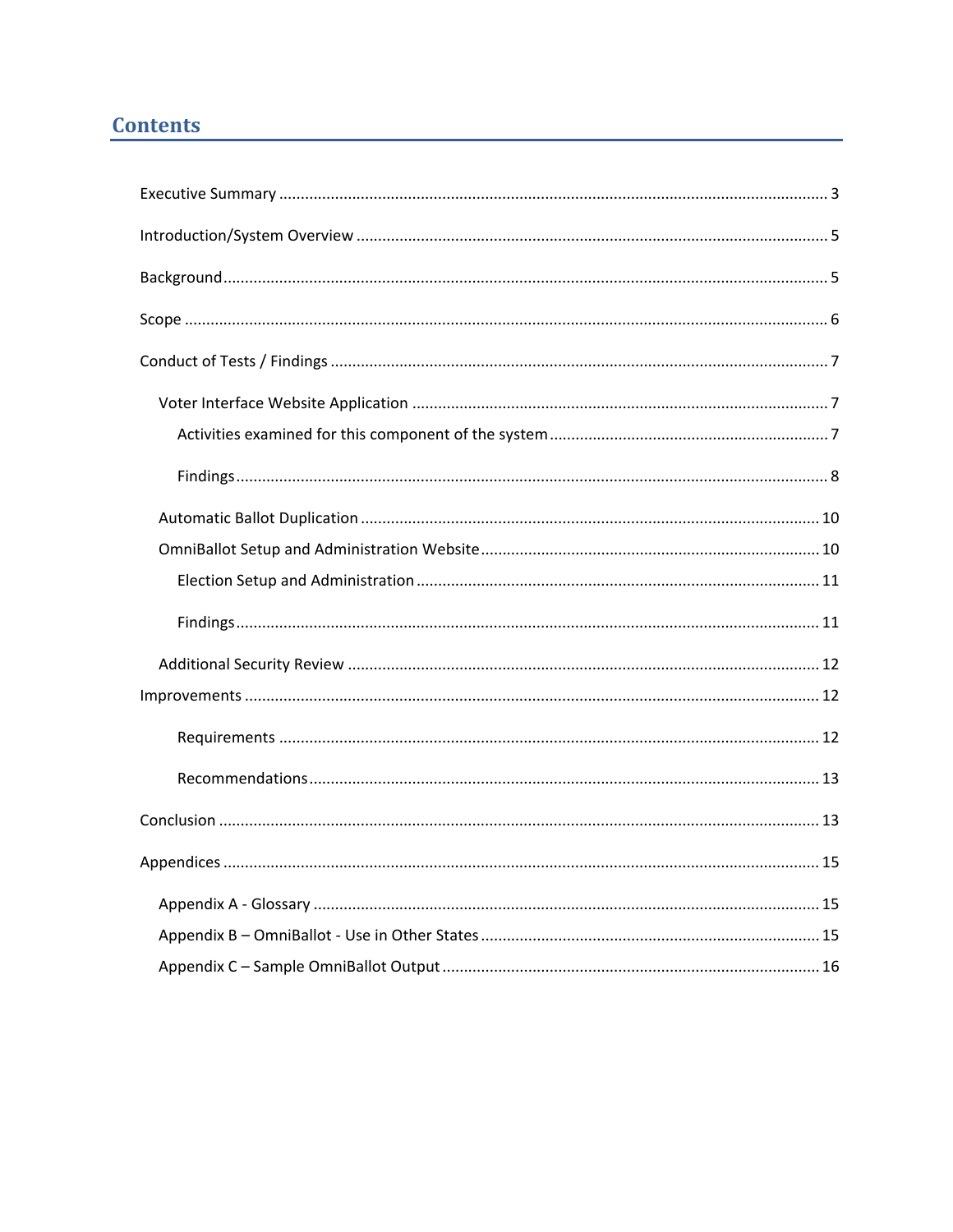# Contents

Executive Summary ........................................................ 3

Introduction/System Overview ........................................................ 5

Background ........................................................ 5

Scope ........................................................ 6

Conduct of Tests / Findings ........................................................ 7

- Voter Interface Website Application ........................................................ 7
  - Activities examined for this component of the system ........................................................ 7
  - Findings ........................................................ 8
- Automatic Ballot Duplication ........................................................ 10
- OmniBallot Setup and Administration Website ........................................................ 10
  - Election Setup and Administration ........................................................ 11
  - Findings ........................................................ 11
- Additional Security Review ........................................................ 12

Improvements ........................................................ 12

- Requirements ........................................................ 12
- Recommendations ........................................................ 13

Conclusion ........................................................ 13

Appendices ........................................................ 15

- Appendix A - Glossary ........................................................ 15
- Appendix B – OmniBallot - Use in Other States ........................................................ 15
- Appendix C – Sample OmniBallot Output ........................................................ 16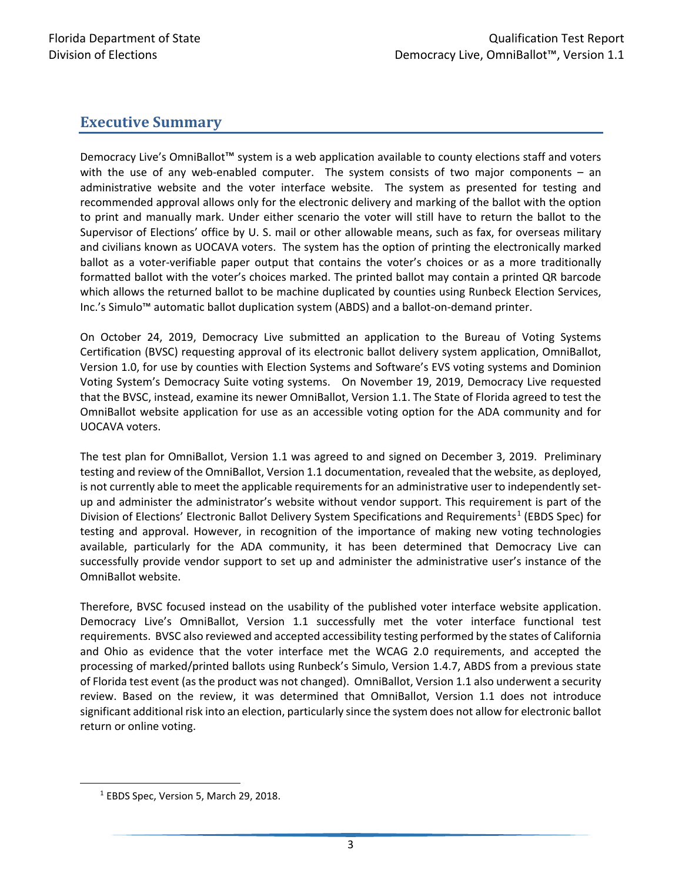## Executive Summary

Democracy Live's OmniBallot™ system is a web application available to county elections staff and voters with the use of any web-enabled computer. The system consists of two major components – an administrative website and the voter interface website. The system as presented for testing and recommended approval allows only for the electronic delivery and marking of the ballot with the option to print and manually mark. Under either scenario the voter will still have to return the ballot to the Supervisor of Elections' office by U. S. mail or other allowable means, such as fax, for overseas military and civilians known as UOCAVA voters. The system has the option of printing the electronically marked ballot as a voter-verifiable paper output that contains the voter's choices or as a more traditionally formatted ballot with the voter's choices marked. The printed ballot may contain a printed QR barcode which allows the returned ballot to be machine duplicated by counties using Runbeck Election Services, Inc.'s Simulo™ automatic ballot duplication system (ABDS) and a ballot-on-demand printer.

On October 24, 2019, Democracy Live submitted an application to the Bureau of Voting Systems Certification (BVSC) requesting approval of its electronic ballot delivery system application, OmniBallot, Version 1.0, for use by counties with Election Systems and Software's EVS voting systems and Dominion Voting System's Democracy Suite voting systems. On November 19, 2019, Democracy Live requested that the BVSC, instead, examine its newer OmniBallot, Version 1.1. The State of Florida agreed to test the OmniBallot website application for use as an accessible voting option for the ADA community and for UOCAVA voters.

The test plan for OmniBallot, Version 1.1 was agreed to and signed on December 3, 2019. Preliminary testing and review of the OmniBallot, Version 1.1 documentation, revealed that the website, as deployed, is not currently able to meet the applicable requirements for an administrative user to independently set-up and administer the administrator's website without vendor support. This requirement is part of the Division of Elections' Electronic Ballot Delivery System Specifications and Requirements[1] (EBDS Spec) for testing and approval. However, in recognition of the importance of making new voting technologies available, particularly for the ADA community, it has been determined that Democracy Live can successfully provide vendor support to set up and administer the administrative user's instance of the OmniBallot website.

Therefore, BVSC focused instead on the usability of the published voter interface website application. Democracy Live's OmniBallot, Version 1.1 successfully met the voter interface functional test requirements. BVSC also reviewed and accepted accessibility testing performed by the states of California and Ohio as evidence that the voter interface met the WCAG 2.0 requirements, and accepted the processing of marked/printed ballots using Runbeck's Simulo, Version 1.4.7, ABDS from a previous state of Florida test event (as the product was not changed). OmniBallot, Version 1.1 also underwent a security review. Based on the review, it was determined that OmniBallot, Version 1.1 does not introduce significant additional risk into an election, particularly since the system does not allow for electronic ballot return or online voting.

[1] EBDS Spec, Version 5, March 29, 2018.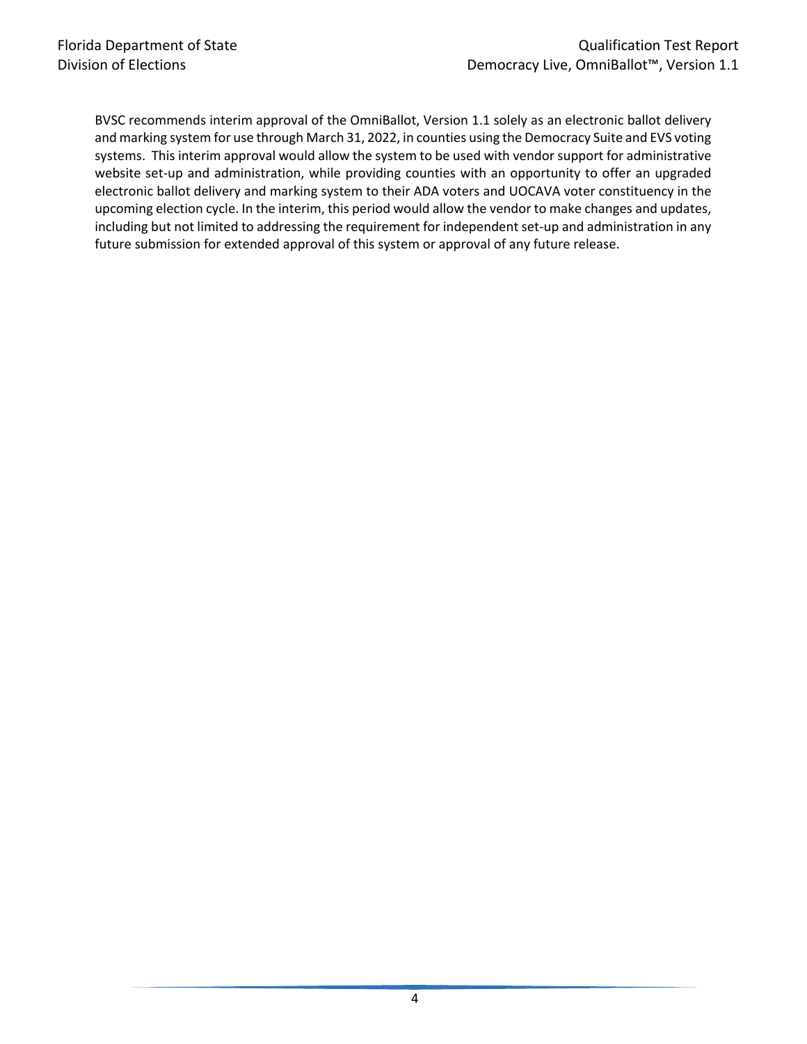BVSC recommends interim approval of the OmniBallot, Version 1.1 solely as an electronic ballot delivery and marking system for use through March 31, 2022, in counties using the Democracy Suite and EVS voting systems. This interim approval would allow the system to be used with vendor support for administrative website set-up and administration, while providing counties with an opportunity to offer an upgraded electronic ballot delivery and marking system to their ADA voters and UOCAVA voter constituency in the upcoming election cycle. In the interim, this period would allow the vendor to make changes and updates, including but not limited to addressing the requirement for independent set-up and administration in any future submission for extended approval of this system or approval of any future release.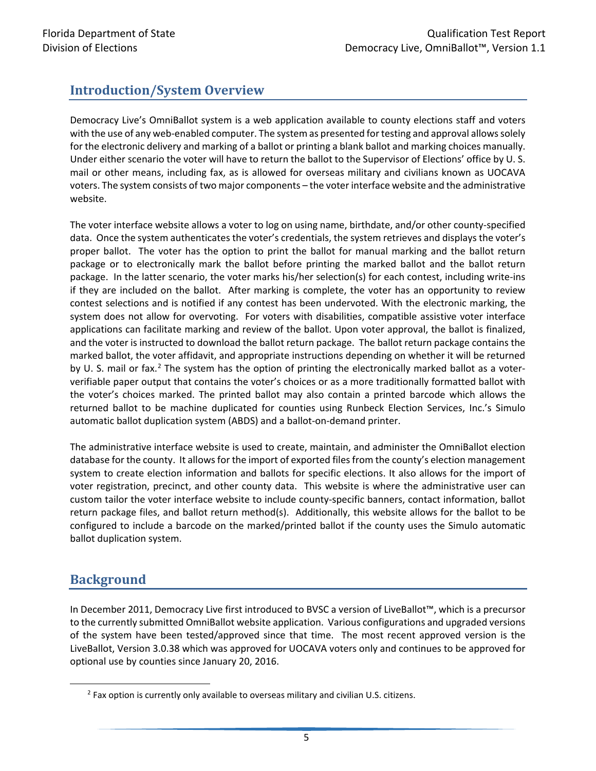## Introduction/System Overview

Democracy Live's OmniBallot system is a web application available to county elections staff and voters with the use of any web-enabled computer. The system as presented for testing and approval allows solely for the electronic delivery and marking of a ballot or printing a blank ballot and marking choices manually. Under either scenario the voter will have to return the ballot to the Supervisor of Elections' office by U. S. mail or other means, including fax, as is allowed for overseas military and civilians known as UOCAVA voters. The system consists of two major components – the voter interface website and the administrative website.

The voter interface website allows a voter to log on using name, birthdate, and/or other county-specified data. Once the system authenticates the voter's credentials, the system retrieves and displays the voter's proper ballot. The voter has the option to print the ballot for manual marking and the ballot return package or to electronically mark the ballot before printing the marked ballot and the ballot return package. In the latter scenario, the voter marks his/her selection(s) for each contest, including write-ins if they are included on the ballot. After marking is complete, the voter has an opportunity to review contest selections and is notified if any contest has been undervoted. With the electronic marking, the system does not allow for overvoting. For voters with disabilities, compatible assistive voter interface applications can facilitate marking and review of the ballot. Upon voter approval, the ballot is finalized, and the voter is instructed to download the ballot return package. The ballot return package contains the marked ballot, the voter affidavit, and appropriate instructions depending on whether it will be returned by U. S. mail or fax.[2] The system has the option of printing the electronically marked ballot as a voter-verifiable paper output that contains the voter's choices or as a more traditionally formatted ballot with the voter's choices marked. The printed ballot may also contain a printed barcode which allows the returned ballot to be machine duplicated for counties using Runbeck Election Services, Inc.'s Simulo automatic ballot duplication system (ABDS) and a ballot-on-demand printer.

The administrative interface website is used to create, maintain, and administer the OmniBallot election database for the county. It allows for the import of exported files from the county's election management system to create election information and ballots for specific elections. It also allows for the import of voter registration, precinct, and other county data. This website is where the administrative user can custom tailor the voter interface website to include county-specific banners, contact information, ballot return package files, and ballot return method(s). Additionally, this website allows for the ballot to be configured to include a barcode on the marked/printed ballot if the county uses the Simulo automatic ballot duplication system.

## Background

In December 2011, Democracy Live first introduced to BVSC a version of LiveBallot™, which is a precursor to the currently submitted OmniBallot website application. Various configurations and upgraded versions of the system have been tested/approved since that time. The most recent approved version is the LiveBallot, Version 3.0.38 which was approved for UOCAVA voters only and continues to be approved for optional use by counties since January 20, 2016.

[2] Fax option is currently only available to overseas military and civilian U.S. citizens.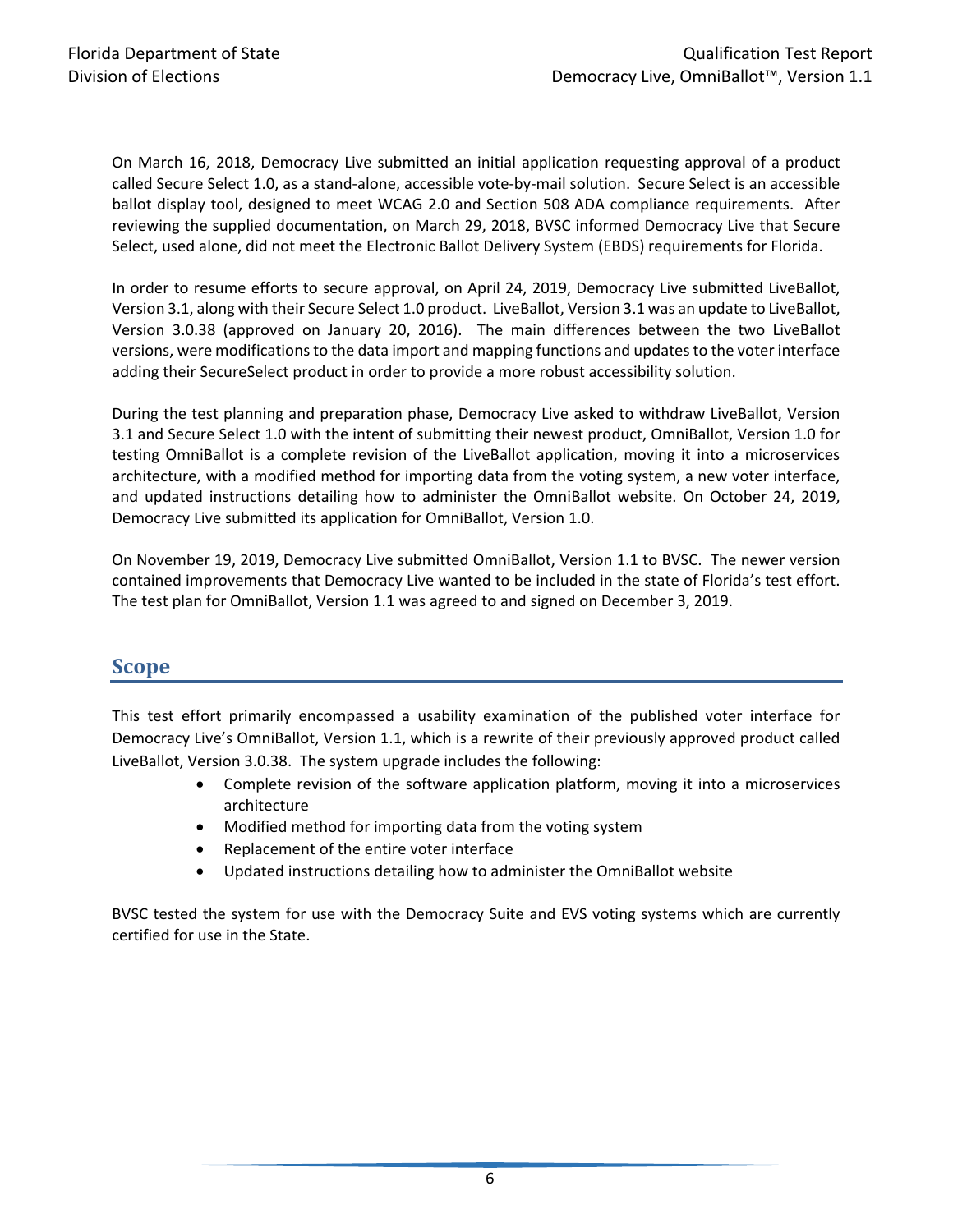On March 16, 2018, Democracy Live submitted an initial application requesting approval of a product called Secure Select 1.0, as a stand-alone, accessible vote-by-mail solution. Secure Select is an accessible ballot display tool, designed to meet WCAG 2.0 and Section 508 ADA compliance requirements. After reviewing the supplied documentation, on March 29, 2018, BVSC informed Democracy Live that Secure Select, used alone, did not meet the Electronic Ballot Delivery System (EBDS) requirements for Florida.

In order to resume efforts to secure approval, on April 24, 2019, Democracy Live submitted LiveBallot, Version 3.1, along with their Secure Select 1.0 product. LiveBallot, Version 3.1 was an update to LiveBallot, Version 3.0.38 (approved on January 20, 2016). The main differences between the two LiveBallot versions, were modifications to the data import and mapping functions and updates to the voter interface adding their SecureSelect product in order to provide a more robust accessibility solution.

During the test planning and preparation phase, Democracy Live asked to withdraw LiveBallot, Version 3.1 and Secure Select 1.0 with the intent of submitting their newest product, OmniBallot, Version 1.0 for testing OmniBallot is a complete revision of the LiveBallot application, moving it into a microservices architecture, with a modified method for importing data from the voting system, a new voter interface, and updated instructions detailing how to administer the OmniBallot website. On October 24, 2019, Democracy Live submitted its application for OmniBallot, Version 1.0.

On November 19, 2019, Democracy Live submitted OmniBallot, Version 1.1 to BVSC. The newer version contained improvements that Democracy Live wanted to be included in the state of Florida's test effort. The test plan for OmniBallot, Version 1.1 was agreed to and signed on December 3, 2019.

## Scope

This test effort primarily encompassed a usability examination of the published voter interface for Democracy Live's OmniBallot, Version 1.1, which is a rewrite of their previously approved product called LiveBallot, Version 3.0.38. The system upgrade includes the following:

- Complete revision of the software application platform, moving it into a microservices architecture
- Modified method for importing data from the voting system
- Replacement of the entire voter interface
- Updated instructions detailing how to administer the OmniBallot website

BVSC tested the system for use with the Democracy Suite and EVS voting systems which are currently certified for use in the State.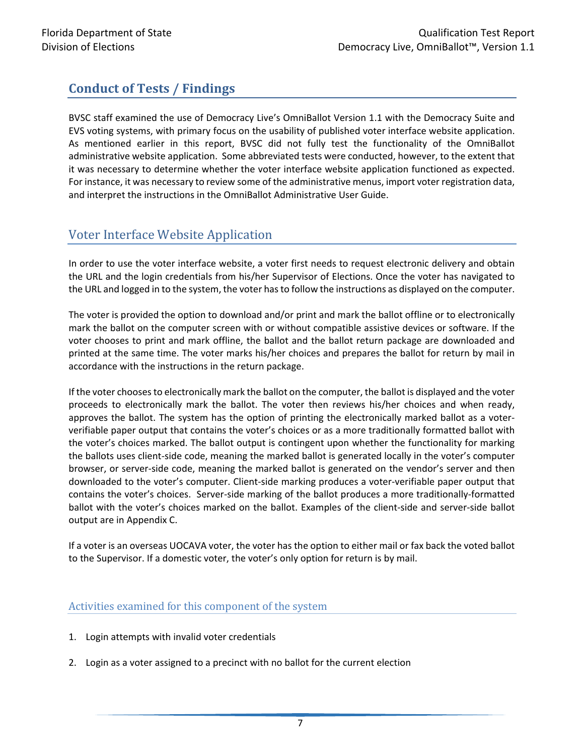## Conduct of Tests / Findings

BVSC staff examined the use of Democracy Live's OmniBallot Version 1.1 with the Democracy Suite and EVS voting systems, with primary focus on the usability of published voter interface website application. As mentioned earlier in this report, BVSC did not fully test the functionality of the OmniBallot administrative website application. Some abbreviated tests were conducted, however, to the extent that it was necessary to determine whether the voter interface website application functioned as expected. For instance, it was necessary to review some of the administrative menus, import voter registration data, and interpret the instructions in the OmniBallot Administrative User Guide.

### Voter Interface Website Application

In order to use the voter interface website, a voter first needs to request electronic delivery and obtain the URL and the login credentials from his/her Supervisor of Elections. Once the voter has navigated to the URL and logged in to the system, the voter has to follow the instructions as displayed on the computer.

The voter is provided the option to download and/or print and mark the ballot offline or to electronically mark the ballot on the computer screen with or without compatible assistive devices or software. If the voter chooses to print and mark offline, the ballot and the ballot return package are downloaded and printed at the same time. The voter marks his/her choices and prepares the ballot for return by mail in accordance with the instructions in the return package.

If the voter chooses to electronically mark the ballot on the computer, the ballot is displayed and the voter proceeds to electronically mark the ballot. The voter then reviews his/her choices and when ready, approves the ballot. The system has the option of printing the electronically marked ballot as a voter-verifiable paper output that contains the voter's choices or as a more traditionally formatted ballot with the voter's choices marked. The ballot output is contingent upon whether the functionality for marking the ballots uses client-side code, meaning the marked ballot is generated locally in the voter's computer browser, or server-side code, meaning the marked ballot is generated on the vendor's server and then downloaded to the voter's computer. Client-side marking produces a voter-verifiable paper output that contains the voter's choices. Server-side marking of the ballot produces a more traditionally-formatted ballot with the voter's choices marked on the ballot. Examples of the client-side and server-side ballot output are in Appendix C.

If a voter is an overseas UOCAVA voter, the voter has the option to either mail or fax back the voted ballot to the Supervisor. If a domestic voter, the voter's only option for return is by mail.

#### Activities examined for this component of the system

1. Login attempts with invalid voter credentials
2. Login as a voter assigned to a precinct with no ballot for the current election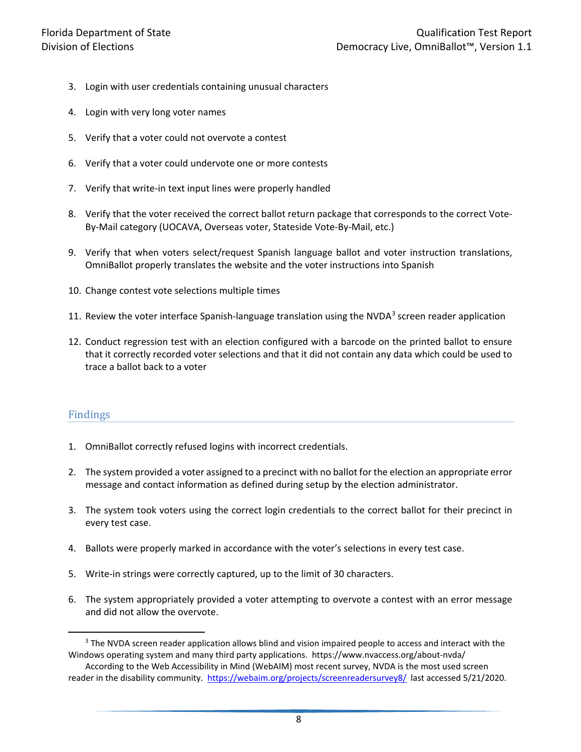3. Login with user credentials containing unusual characters

4. Login with very long voter names

5. Verify that a voter could not overvote a contest

6. Verify that a voter could undervote one or more contests

7. Verify that write-in text input lines were properly handled

8. Verify that the voter received the correct ballot return package that corresponds to the correct Vote-By-Mail category (UOCAVA, Overseas voter, Stateside Vote-By-Mail, etc.)

9. Verify that when voters select/request Spanish language ballot and voter instruction translations, OmniBallot properly translates the website and the voter instructions into Spanish

10. Change contest vote selections multiple times

11. Review the voter interface Spanish-language translation using the NVDA[3] screen reader application

12. Conduct regression test with an election configured with a barcode on the printed ballot to ensure that it correctly recorded voter selections and that it did not contain any data which could be used to trace a ballot back to a voter

## Findings

1. OmniBallot correctly refused logins with incorrect credentials.

2. The system provided a voter assigned to a precinct with no ballot for the election an appropriate error message and contact information as defined during setup by the election administrator.

3. The system took voters using the correct login credentials to the correct ballot for their precinct in every test case.

4. Ballots were properly marked in accordance with the voter's selections in every test case.

5. Write-in strings were correctly captured, up to the limit of 30 characters.

6. The system appropriately provided a voter attempting to overvote a contest with an error message and did not allow the overvote.

---

[3] The NVDA screen reader application allows blind and vision impaired people to access and interact with the Windows operating system and many third party applications. https://www.nvaccess.org/about-nvda/
According to the Web Accessibility in Mind (WebAIM) most recent survey, NVDA is the most used screen reader in the disability community. https://webaim.org/projects/screenreadersurvey8/ last accessed 5/21/2020.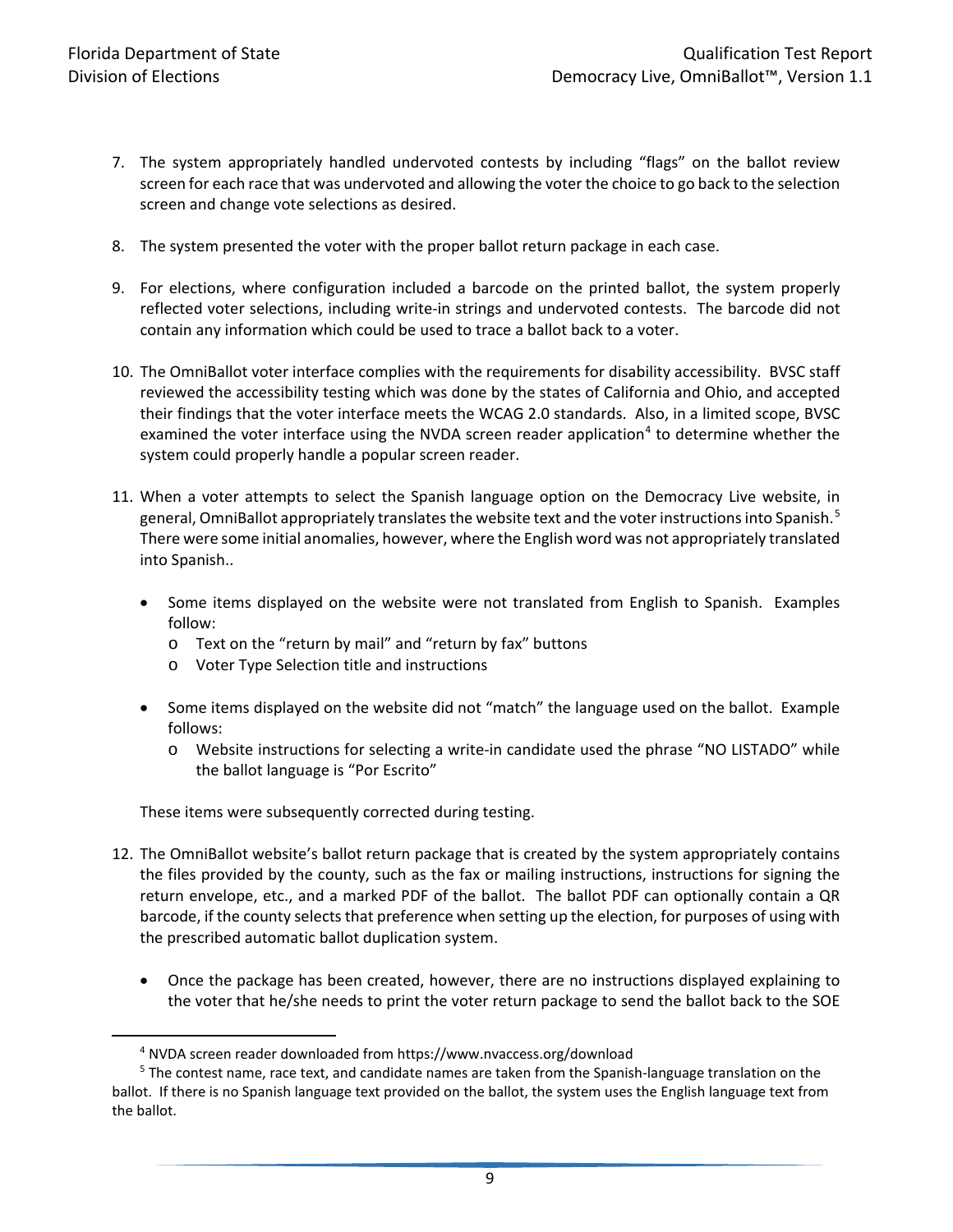7. The system appropriately handled undervoted contests by including "flags" on the ballot review screen for each race that was undervoted and allowing the voter the choice to go back to the selection screen and change vote selections as desired.

8. The system presented the voter with the proper ballot return package in each case.

9. For elections, where configuration included a barcode on the printed ballot, the system properly reflected voter selections, including write-in strings and undervoted contests. The barcode did not contain any information which could be used to trace a ballot back to a voter.

10. The OmniBallot voter interface complies with the requirements for disability accessibility. BVSC staff reviewed the accessibility testing which was done by the states of California and Ohio, and accepted their findings that the voter interface meets the WCAG 2.0 standards. Also, in a limited scope, BVSC examined the voter interface using the NVDA screen reader application[4] to determine whether the system could properly handle a popular screen reader.

11. When a voter attempts to select the Spanish language option on the Democracy Live website, in general, OmniBallot appropriately translates the website text and the voter instructions into Spanish.[5] There were some initial anomalies, however, where the English word was not appropriately translated into Spanish..

    - Some items displayed on the website were not translated from English to Spanish. Examples follow:
        - Text on the "return by mail" and "return by fax" buttons
        - Voter Type Selection title and instructions

    - Some items displayed on the website did not "match" the language used on the ballot. Example follows:
        - Website instructions for selecting a write-in candidate used the phrase "NO LISTADO" while the ballot language is "Por Escrito"

    These items were subsequently corrected during testing.

12. The OmniBallot website's ballot return package that is created by the system appropriately contains the files provided by the county, such as the fax or mailing instructions, instructions for signing the return envelope, etc., and a marked PDF of the ballot. The ballot PDF can optionally contain a QR barcode, if the county selects that preference when setting up the election, for purposes of using with the prescribed automatic ballot duplication system.

    - Once the package has been created, however, there are no instructions displayed explaining to the voter that he/she needs to print the voter return package to send the ballot back to the SOE

---

[4] NVDA screen reader downloaded from https://www.nvaccess.org/download

[5] The contest name, race text, and candidate names are taken from the Spanish-language translation on the ballot. If there is no Spanish language text provided on the ballot, the system uses the English language text from the ballot.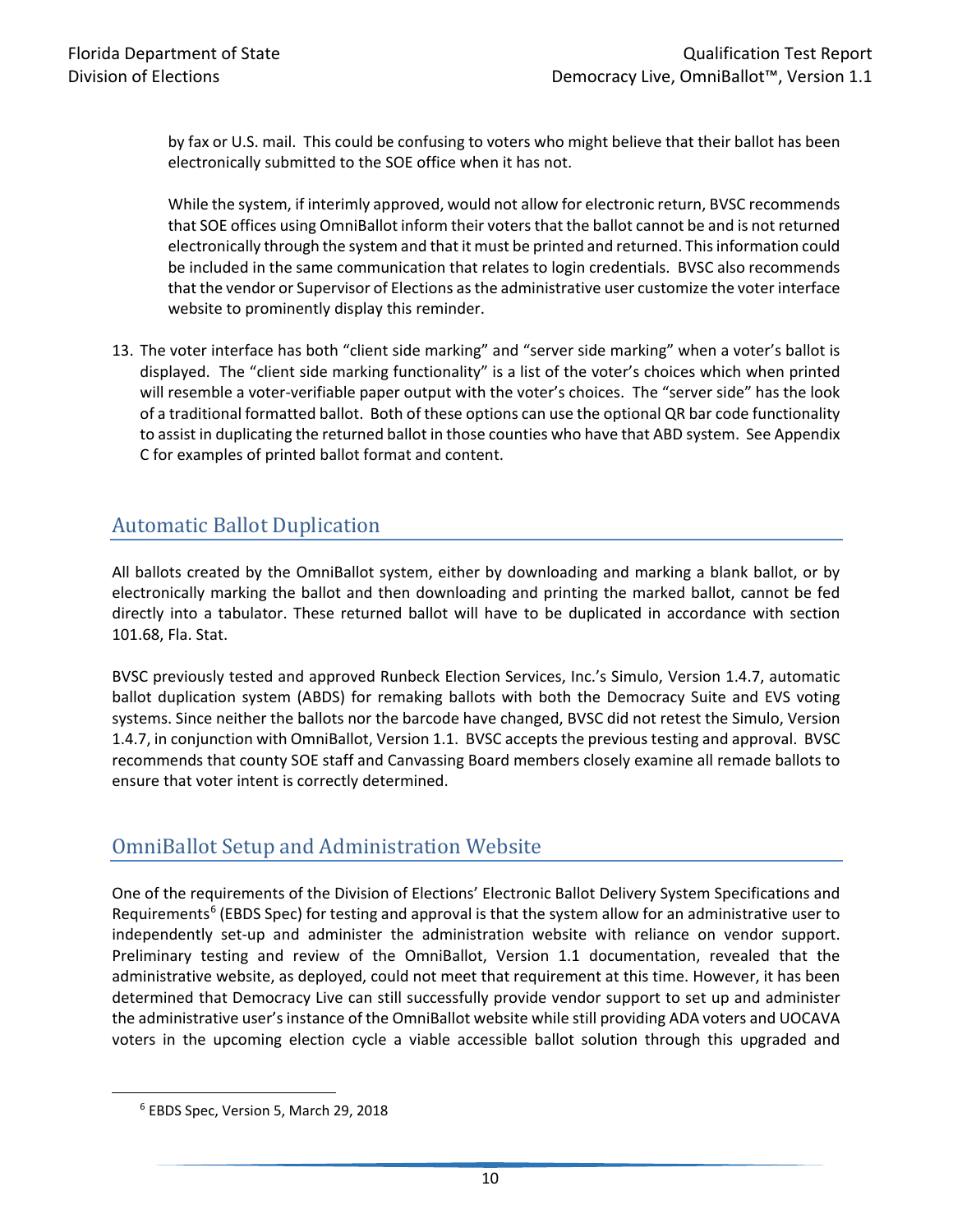by fax or U.S. mail. This could be confusing to voters who might believe that their ballot has been electronically submitted to the SOE office when it has not.

While the system, if interimly approved, would not allow for electronic return, BVSC recommends that SOE offices using OmniBallot inform their voters that the ballot cannot be and is not returned electronically through the system and that it must be printed and returned. This information could be included in the same communication that relates to login credentials. BVSC also recommends that the vendor or Supervisor of Elections as the administrative user customize the voter interface website to prominently display this reminder.

13. The voter interface has both "client side marking" and "server side marking" when a voter's ballot is displayed. The "client side marking functionality" is a list of the voter's choices which when printed will resemble a voter-verifiable paper output with the voter's choices. The "server side" has the look of a traditional formatted ballot. Both of these options can use the optional QR bar code functionality to assist in duplicating the returned ballot in those counties who have that ABD system. See Appendix C for examples of printed ballot format and content.

## Automatic Ballot Duplication

All ballots created by the OmniBallot system, either by downloading and marking a blank ballot, or by electronically marking the ballot and then downloading and printing the marked ballot, cannot be fed directly into a tabulator. These returned ballot will have to be duplicated in accordance with section 101.68, Fla. Stat.

BVSC previously tested and approved Runbeck Election Services, Inc.'s Simulo, Version 1.4.7, automatic ballot duplication system (ABDS) for remaking ballots with both the Democracy Suite and EVS voting systems. Since neither the ballots nor the barcode have changed, BVSC did not retest the Simulo, Version 1.4.7, in conjunction with OmniBallot, Version 1.1. BVSC accepts the previous testing and approval. BVSC recommends that county SOE staff and Canvassing Board members closely examine all remade ballots to ensure that voter intent is correctly determined.

## OmniBallot Setup and Administration Website

One of the requirements of the Division of Elections' Electronic Ballot Delivery System Specifications and Requirements[6] (EBDS Spec) for testing and approval is that the system allow for an administrative user to independently set-up and administer the administration website with reliance on vendor support. Preliminary testing and review of the OmniBallot, Version 1.1 documentation, revealed that the administrative website, as deployed, could not meet that requirement at this time. However, it has been determined that Democracy Live can still successfully provide vendor support to set up and administer the administrative user's instance of the OmniBallot website while still providing ADA voters and UOCAVA voters in the upcoming election cycle a viable accessible ballot solution through this upgraded and

[6] EBDS Spec, Version 5, March 29, 2018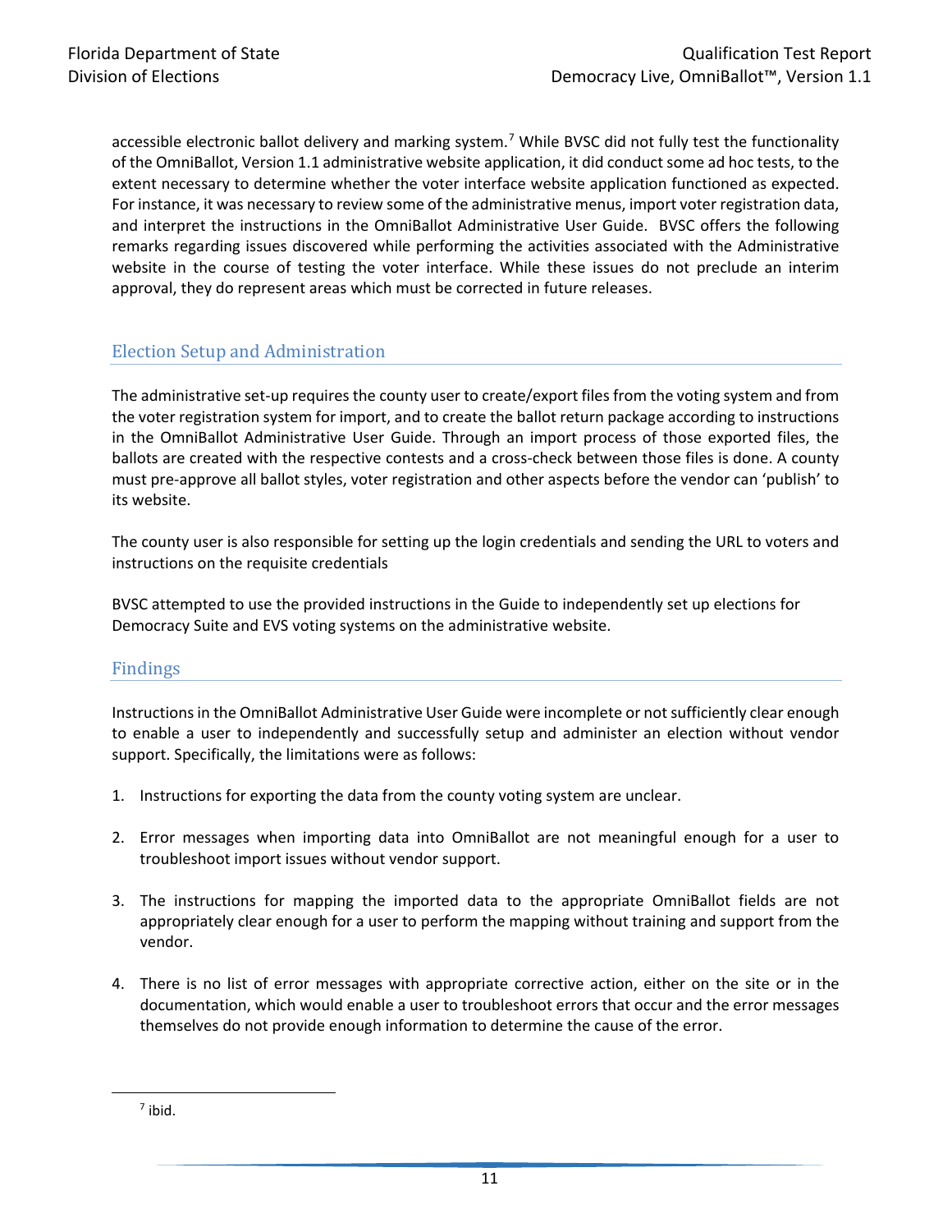accessible electronic ballot delivery and marking system.[7] While BVSC did not fully test the functionality of the OmniBallot, Version 1.1 administrative website application, it did conduct some ad hoc tests, to the extent necessary to determine whether the voter interface website application functioned as expected. For instance, it was necessary to review some of the administrative menus, import voter registration data, and interpret the instructions in the OmniBallot Administrative User Guide. BVSC offers the following remarks regarding issues discovered while performing the activities associated with the Administrative website in the course of testing the voter interface. While these issues do not preclude an interim approval, they do represent areas which must be corrected in future releases.

## Election Setup and Administration

The administrative set-up requires the county user to create/export files from the voting system and from the voter registration system for import, and to create the ballot return package according to instructions in the OmniBallot Administrative User Guide. Through an import process of those exported files, the ballots are created with the respective contests and a cross-check between those files is done. A county must pre-approve all ballot styles, voter registration and other aspects before the vendor can 'publish' to its website.

The county user is also responsible for setting up the login credentials and sending the URL to voters and instructions on the requisite credentials

BVSC attempted to use the provided instructions in the Guide to independently set up elections for Democracy Suite and EVS voting systems on the administrative website.

## Findings

Instructions in the OmniBallot Administrative User Guide were incomplete or not sufficiently clear enough to enable a user to independently and successfully setup and administer an election without vendor support. Specifically, the limitations were as follows:

1. Instructions for exporting the data from the county voting system are unclear.
2. Error messages when importing data into OmniBallot are not meaningful enough for a user to troubleshoot import issues without vendor support.
3. The instructions for mapping the imported data to the appropriate OmniBallot fields are not appropriately clear enough for a user to perform the mapping without training and support from the vendor.
4. There is no list of error messages with appropriate corrective action, either on the site or in the documentation, which would enable a user to troubleshoot errors that occur and the error messages themselves do not provide enough information to determine the cause of the error.

[7] ibid.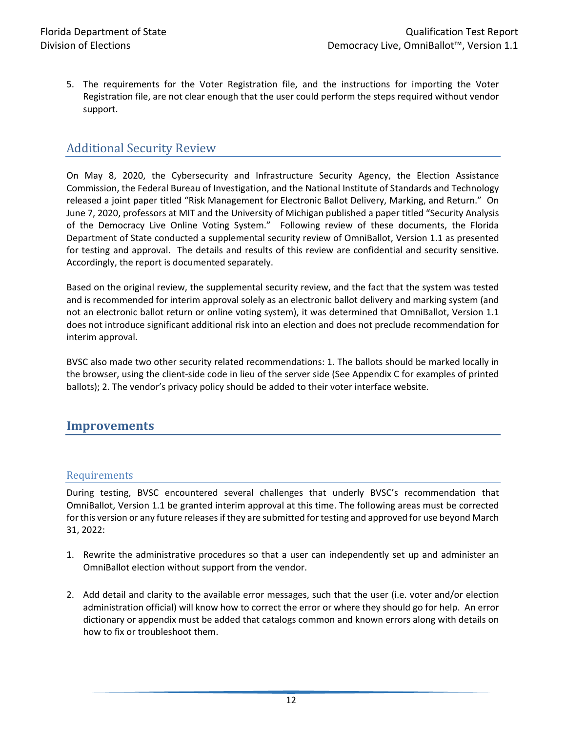5. The requirements for the Voter Registration file, and the instructions for importing the Voter Registration file, are not clear enough that the user could perform the steps required without vendor support.

## Additional Security Review

On May 8, 2020, the Cybersecurity and Infrastructure Security Agency, the Election Assistance Commission, the Federal Bureau of Investigation, and the National Institute of Standards and Technology released a joint paper titled "Risk Management for Electronic Ballot Delivery, Marking, and Return." On June 7, 2020, professors at MIT and the University of Michigan published a paper titled "Security Analysis of the Democracy Live Online Voting System." Following review of these documents, the Florida Department of State conducted a supplemental security review of OmniBallot, Version 1.1 as presented for testing and approval. The details and results of this review are confidential and security sensitive. Accordingly, the report is documented separately.

Based on the original review, the supplemental security review, and the fact that the system was tested and is recommended for interim approval solely as an electronic ballot delivery and marking system (and not an electronic ballot return or online voting system), it was determined that OmniBallot, Version 1.1 does not introduce significant additional risk into an election and does not preclude recommendation for interim approval.

BVSC also made two other security related recommendations: 1. The ballots should be marked locally in the browser, using the client-side code in lieu of the server side (See Appendix C for examples of printed ballots); 2. The vendor's privacy policy should be added to their voter interface website.

# Improvements

### Requirements

During testing, BVSC encountered several challenges that underly BVSC's recommendation that OmniBallot, Version 1.1 be granted interim approval at this time. The following areas must be corrected for this version or any future releases if they are submitted for testing and approved for use beyond March 31, 2022:

1. Rewrite the administrative procedures so that a user can independently set up and administer an OmniBallot election without support from the vendor.

2. Add detail and clarity to the available error messages, such that the user (i.e. voter and/or election administration official) will know how to correct the error or where they should go for help. An error dictionary or appendix must be added that catalogs common and known errors along with details on how to fix or troubleshoot them.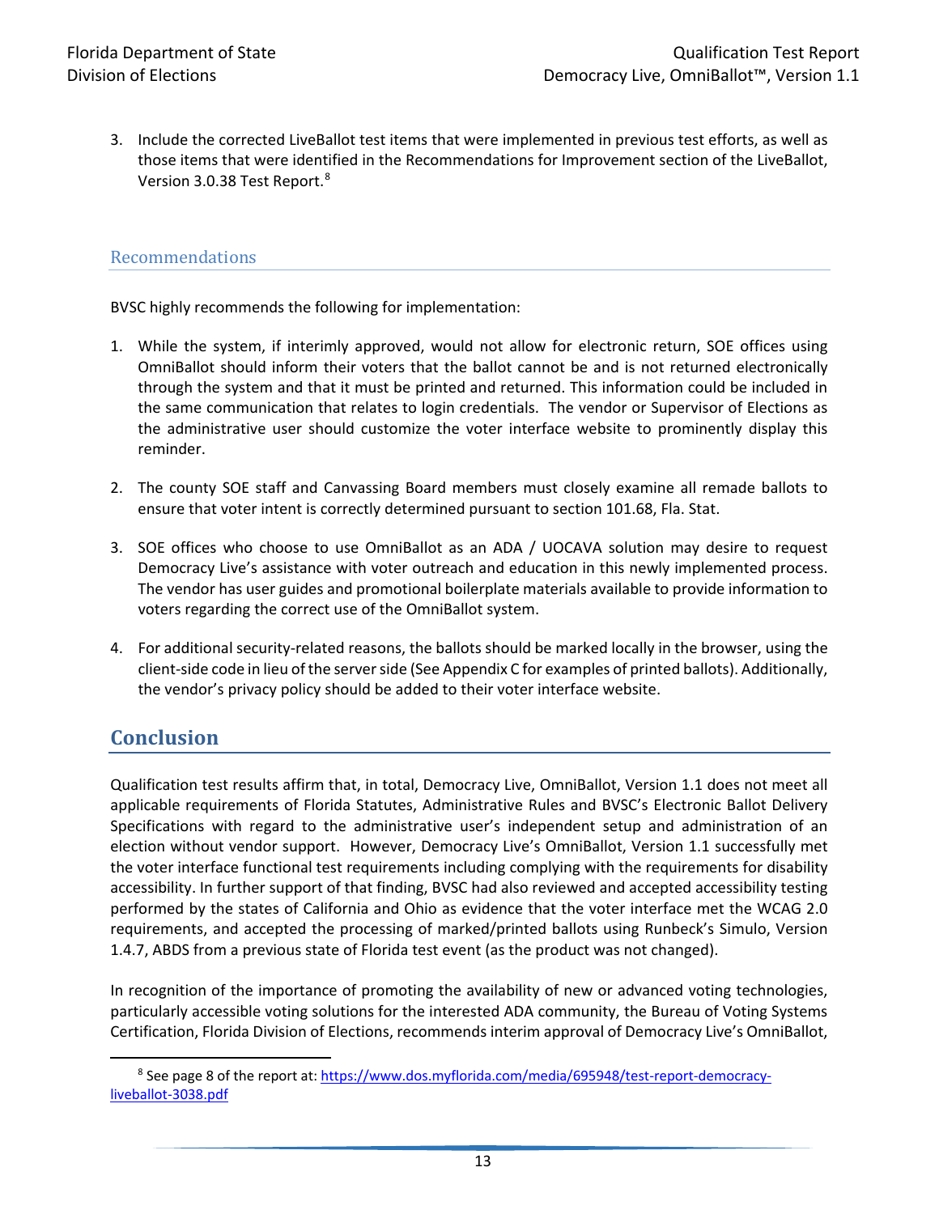3. Include the corrected LiveBallot test items that were implemented in previous test efforts, as well as those items that were identified in the Recommendations for Improvement section of the LiveBallot, Version 3.0.38 Test Report.[8]

### Recommendations

BVSC highly recommends the following for implementation:

1. While the system, if interimly approved, would not allow for electronic return, SOE offices using OmniBallot should inform their voters that the ballot cannot be and is not returned electronically through the system and that it must be printed and returned. This information could be included in the same communication that relates to login credentials. The vendor or Supervisor of Elections as the administrative user should customize the voter interface website to prominently display this reminder.

2. The county SOE staff and Canvassing Board members must closely examine all remade ballots to ensure that voter intent is correctly determined pursuant to section 101.68, Fla. Stat.

3. SOE offices who choose to use OmniBallot as an ADA / UOCAVA solution may desire to request Democracy Live's assistance with voter outreach and education in this newly implemented process. The vendor has user guides and promotional boilerplate materials available to provide information to voters regarding the correct use of the OmniBallot system.

4. For additional security-related reasons, the ballots should be marked locally in the browser, using the client-side code in lieu of the server side (See Appendix C for examples of printed ballots). Additionally, the vendor's privacy policy should be added to their voter interface website.

## Conclusion

Qualification test results affirm that, in total, Democracy Live, OmniBallot, Version 1.1 does not meet all applicable requirements of Florida Statutes, Administrative Rules and BVSC's Electronic Ballot Delivery Specifications with regard to the administrative user's independent setup and administration of an election without vendor support. However, Democracy Live's OmniBallot, Version 1.1 successfully met the voter interface functional test requirements including complying with the requirements for disability accessibility. In further support of that finding, BVSC had also reviewed and accepted accessibility testing performed by the states of California and Ohio as evidence that the voter interface met the WCAG 2.0 requirements, and accepted the processing of marked/printed ballots using Runbeck's Simulo, Version 1.4.7, ABDS from a previous state of Florida test event (as the product was not changed).

In recognition of the importance of promoting the availability of new or advanced voting technologies, particularly accessible voting solutions for the interested ADA community, the Bureau of Voting Systems Certification, Florida Division of Elections, recommends interim approval of Democracy Live's OmniBallot,

[8] See page 8 of the report at: https://www.dos.myflorida.com/media/695948/test-report-democracy-liveballot-3038.pdf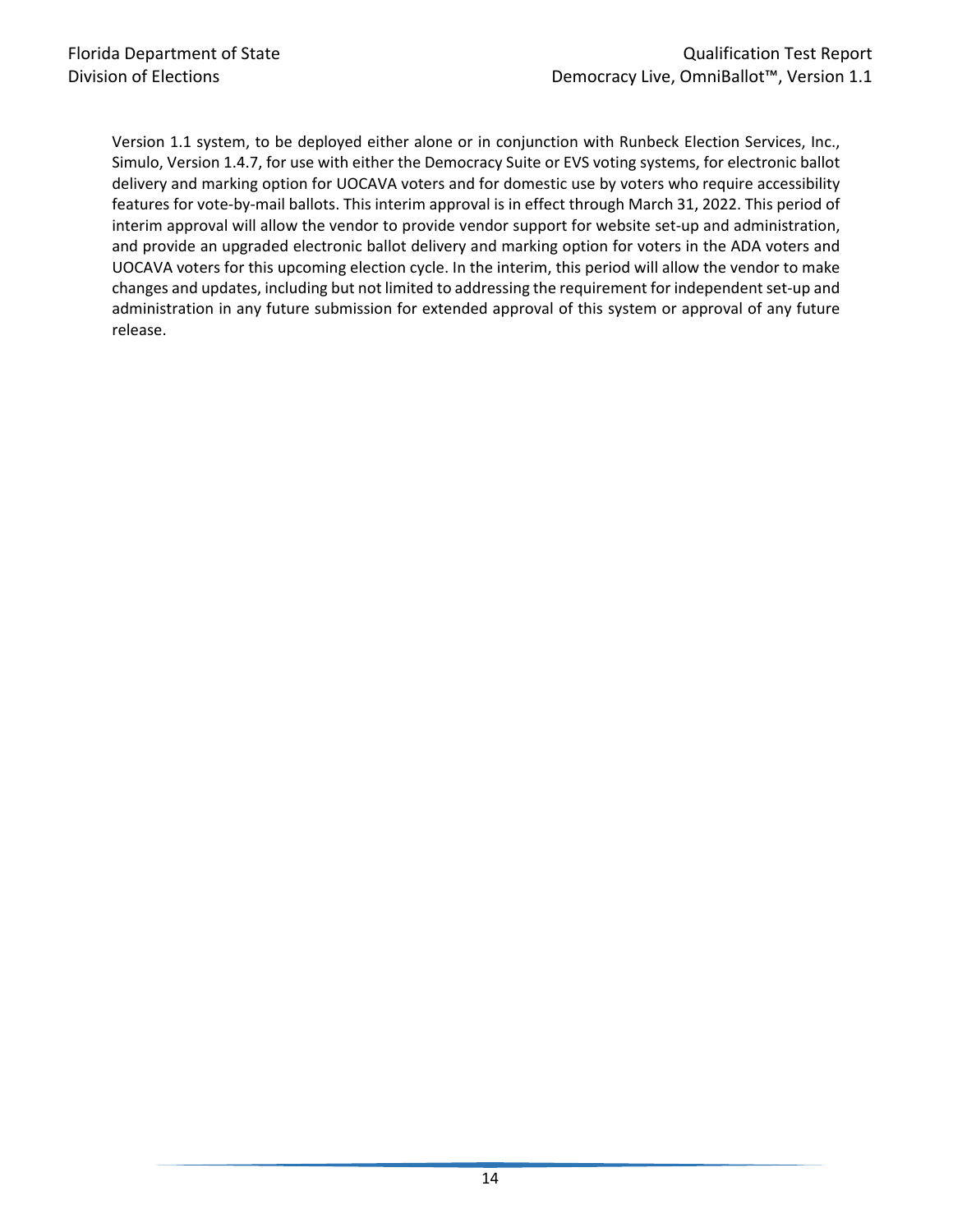Version 1.1 system, to be deployed either alone or in conjunction with Runbeck Election Services, Inc., Simulo, Version 1.4.7, for use with either the Democracy Suite or EVS voting systems, for electronic ballot delivery and marking option for UOCAVA voters and for domestic use by voters who require accessibility features for vote-by-mail ballots. This interim approval is in effect through March 31, 2022. This period of interim approval will allow the vendor to provide vendor support for website set-up and administration, and provide an upgraded electronic ballot delivery and marking option for voters in the ADA voters and UOCAVA voters for this upcoming election cycle. In the interim, this period will allow the vendor to make changes and updates, including but not limited to addressing the requirement for independent set-up and administration in any future submission for extended approval of this system or approval of any future release.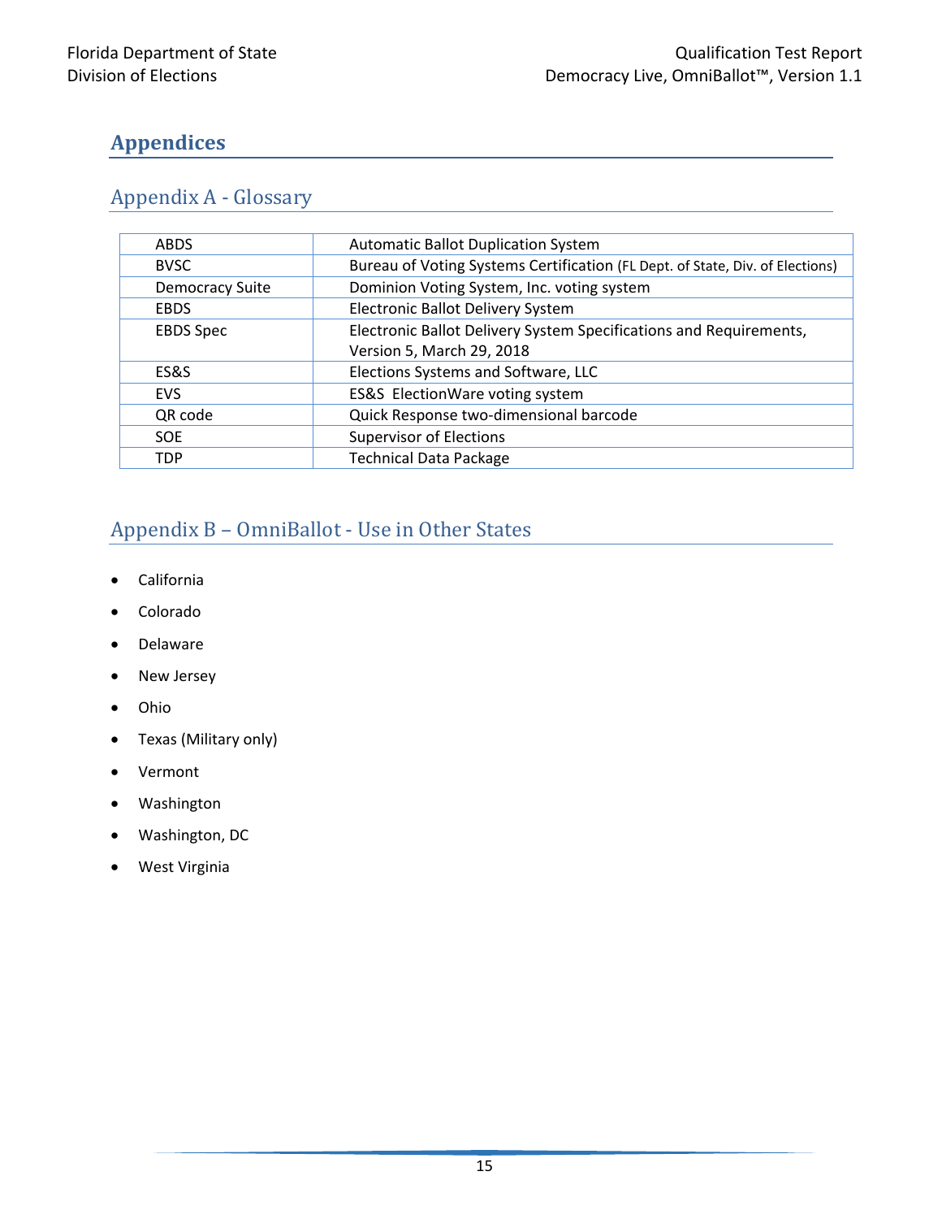# Appendices

## Appendix A - Glossary

| | |
|---|---|
| ABDS | Automatic Ballot Duplication System |
| BVSC | Bureau of Voting Systems Certification (FL Dept. of State, Div. of Elections) |
| Democracy Suite | Dominion Voting System, Inc. voting system |
| EBDS | Electronic Ballot Delivery System |
| EBDS Spec | Electronic Ballot Delivery System Specifications and Requirements, Version 5, March 29, 2018 |
| ES&S | Elections Systems and Software, LLC |
| EVS | ES&S ElectionWare voting system |
| QR code | Quick Response two-dimensional barcode |
| SOE | Supervisor of Elections |
| TDP | Technical Data Package |

## Appendix B – OmniBallot - Use in Other States

- California
- Colorado
- Delaware
- New Jersey
- Ohio
- Texas (Military only)
- Vermont
- Washington
- Washington, DC
- West Virginia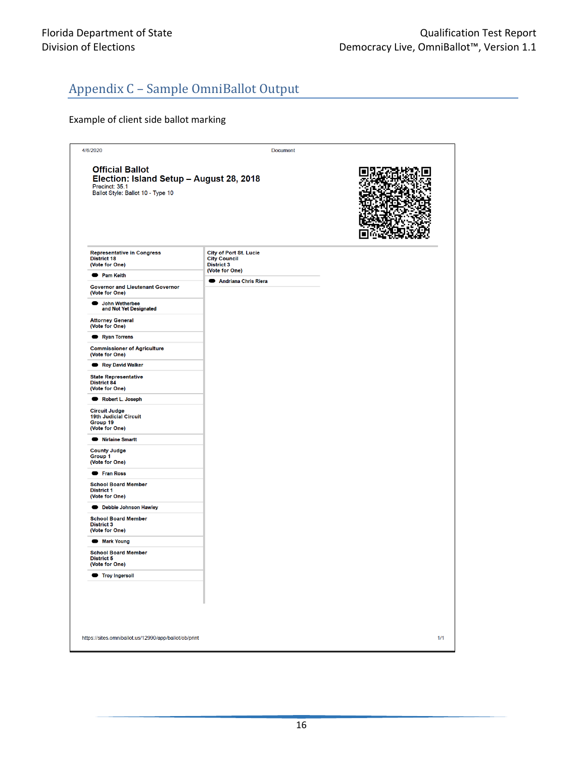## Appendix C – Sample OmniBallot Output

Example of client side ballot marking

4/6/2020 Document

**Official Ballot**
**Election: Island Setup – August 28, 2018**
Precinct: 35.1
Ballot Style: Ballot 10 - Type 10

**Representative in Congress**
**District 18**
**(Vote for One)**

- Pam Keith

**Governor and Lieutenant Governor**
**(Vote for One)**

- John Wetherbee and Not Yet Designated

**Attorney General**
**(Vote for One)**

- Ryan Torrens

**Commissioner of Agriculture**
**(Vote for One)**

- Roy David Walker

**State Representative**
**District 84**
**(Vote for One)**

- Robert L. Joseph

**Circuit Judge**
**19th Judicial Circuit**
**Group 19**
**(Vote for One)**

- Nirlaine Smartt

**County Judge**
**Group 1**
**(Vote for One)**

- Fran Ross

**School Board Member**
**District 1**
**(Vote for One)**

- Debbie Johnson Hawley

**School Board Member**
**District 3**
**(Vote for One)**

- Mark Young

**School Board Member**
**District 5**
**(Vote for One)**

- Troy Ingersoll

**City of Port St. Lucie**
**City Council**
**District 3**
**(Vote for One)**

- Andriana Chris Riera

https://sites.omniballot.us/12990/app/ballot/ob/print 1/1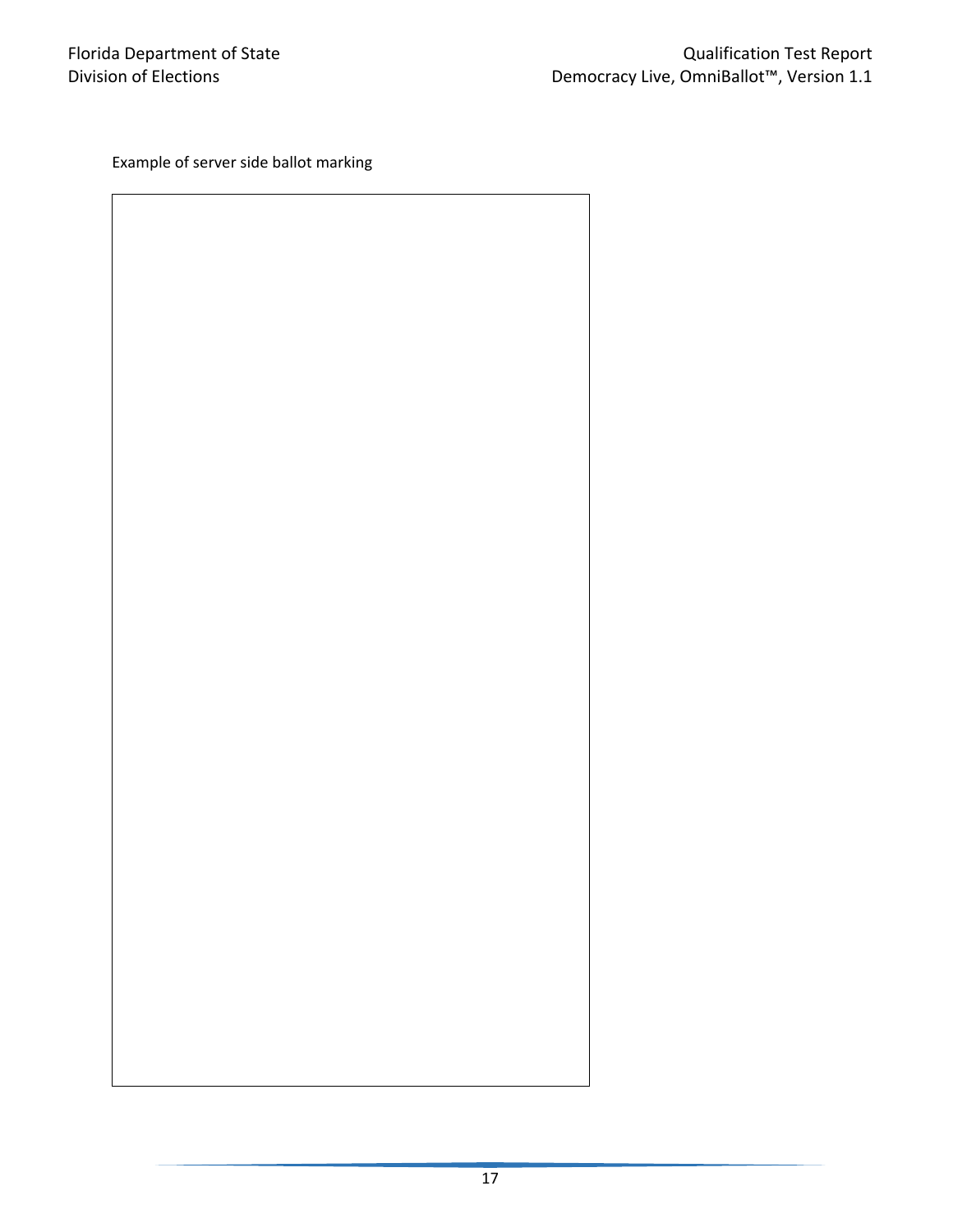Example of server side ballot marking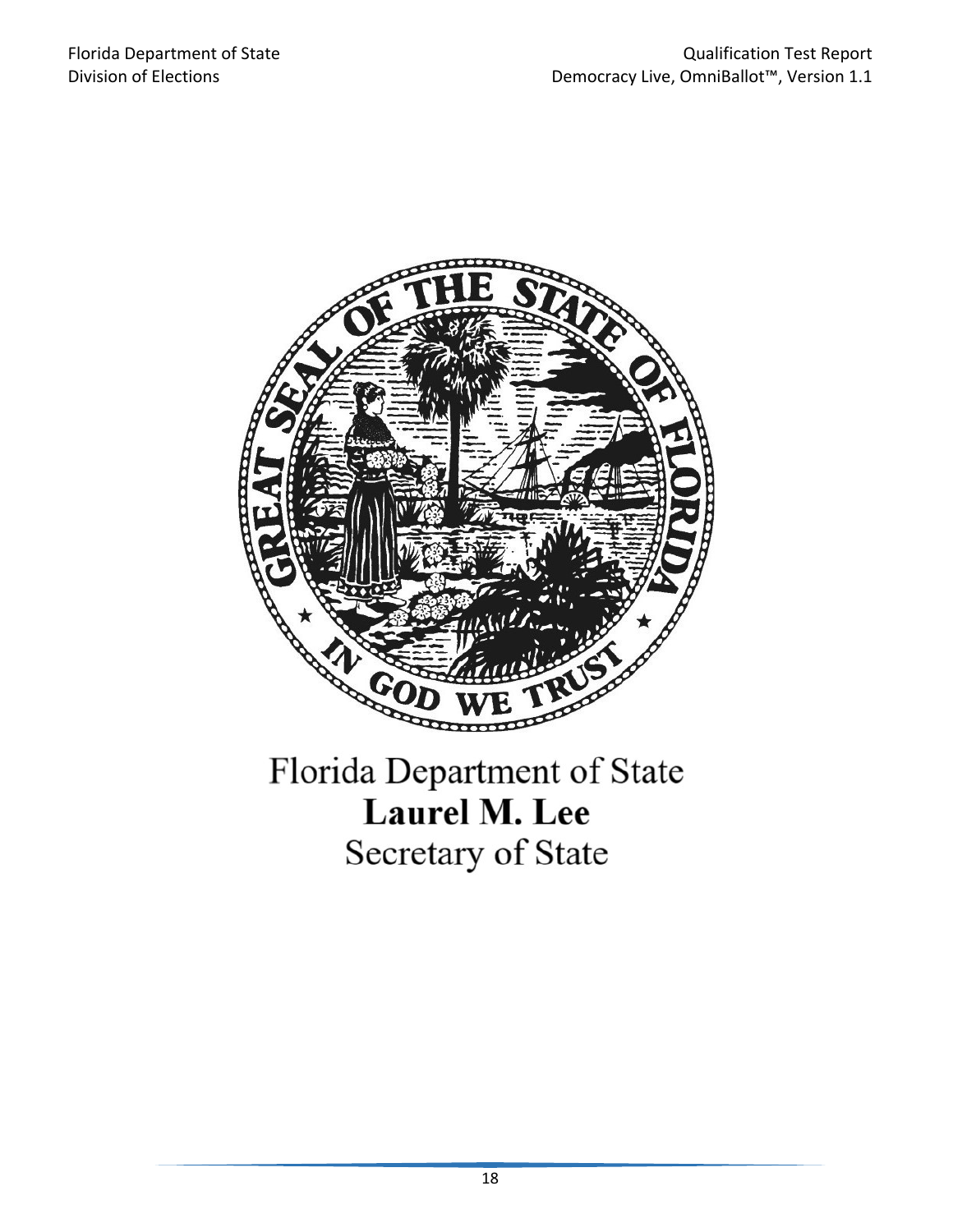Florida Department of State
**Laurel M. Lee**
Secretary of State